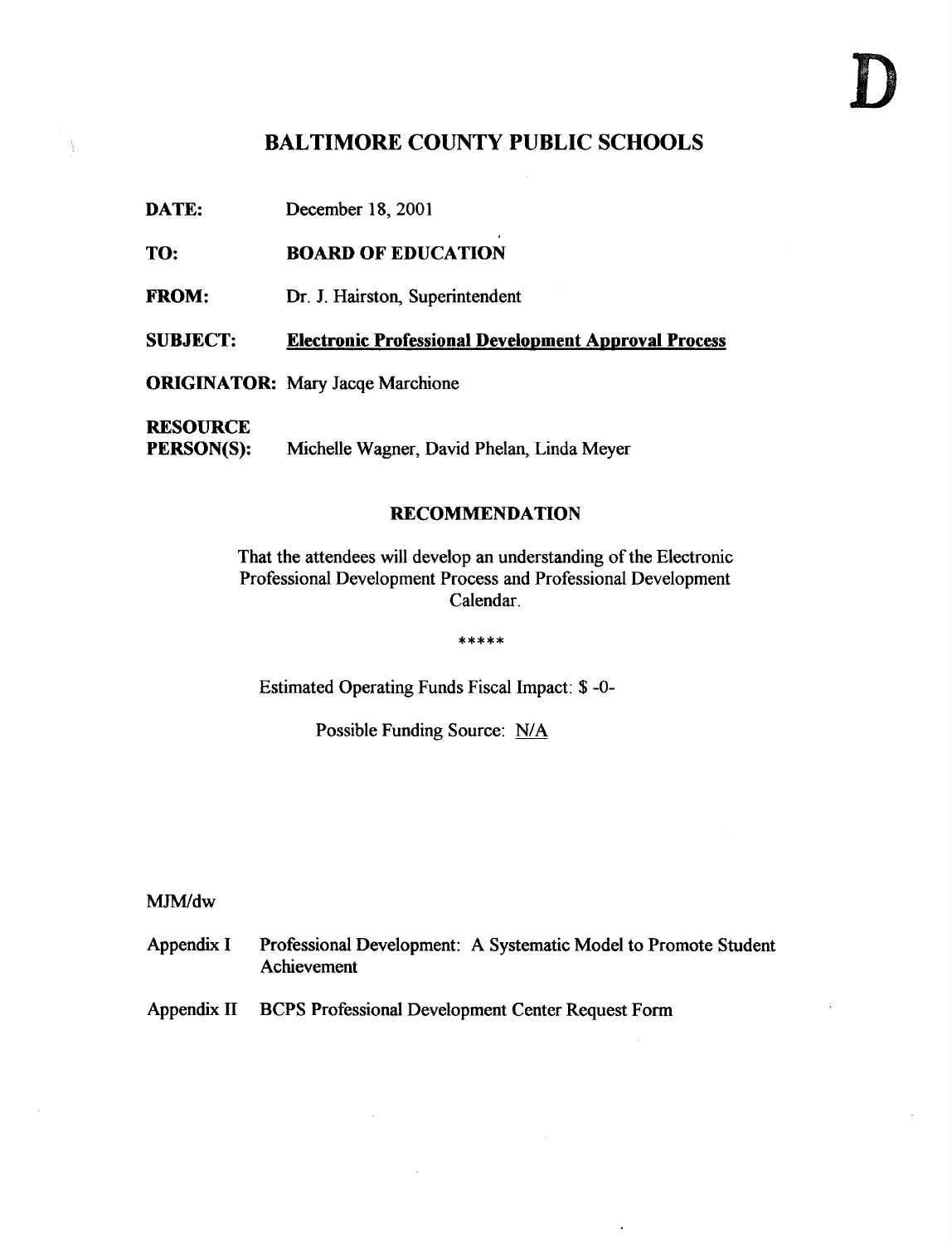D

# BALTIMORE COUNTY PUBLIC SCHOOLS

**DATE:** December 18, 2001

**TO:** **BOARD OF EDUCATION**

**FROM:** Dr. J. Hairston, Superintendent

**SUBJECT:** **Electronic Professional Development Approval Process**

**ORIGINATOR:** Mary Jacqe Marchione

**RESOURCE PERSON(S):** Michelle Wagner, David Phelan, Linda Meyer

## RECOMMENDATION

That the attendees will develop an understanding of the Electronic Professional Development Process and Professional Development Calendar.

*****

Estimated Operating Funds Fiscal Impact: $ -0-

Possible Funding Source: N/A

MJM/dw

Appendix I Professional Development: A Systematic Model to Promote Student Achievement

Appendix II BCPS Professional Development Center Request Form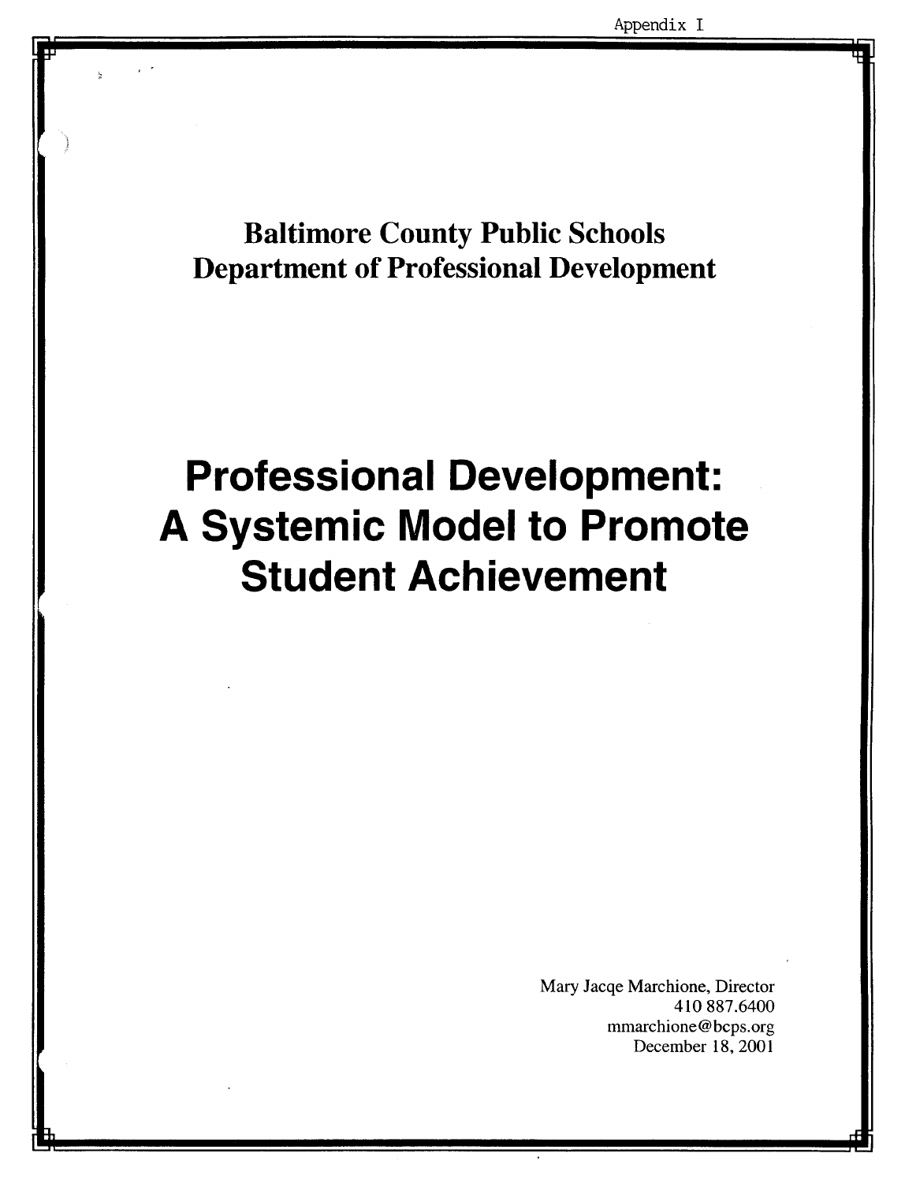Appendix I

## Baltimore County Public Schools
## Department of Professional Development

# Professional Development: A Systemic Model to Promote Student Achievement

Mary Jacqe Marchione, Director
410 887.6400
mmarchione@bcps.org
December 18, 2001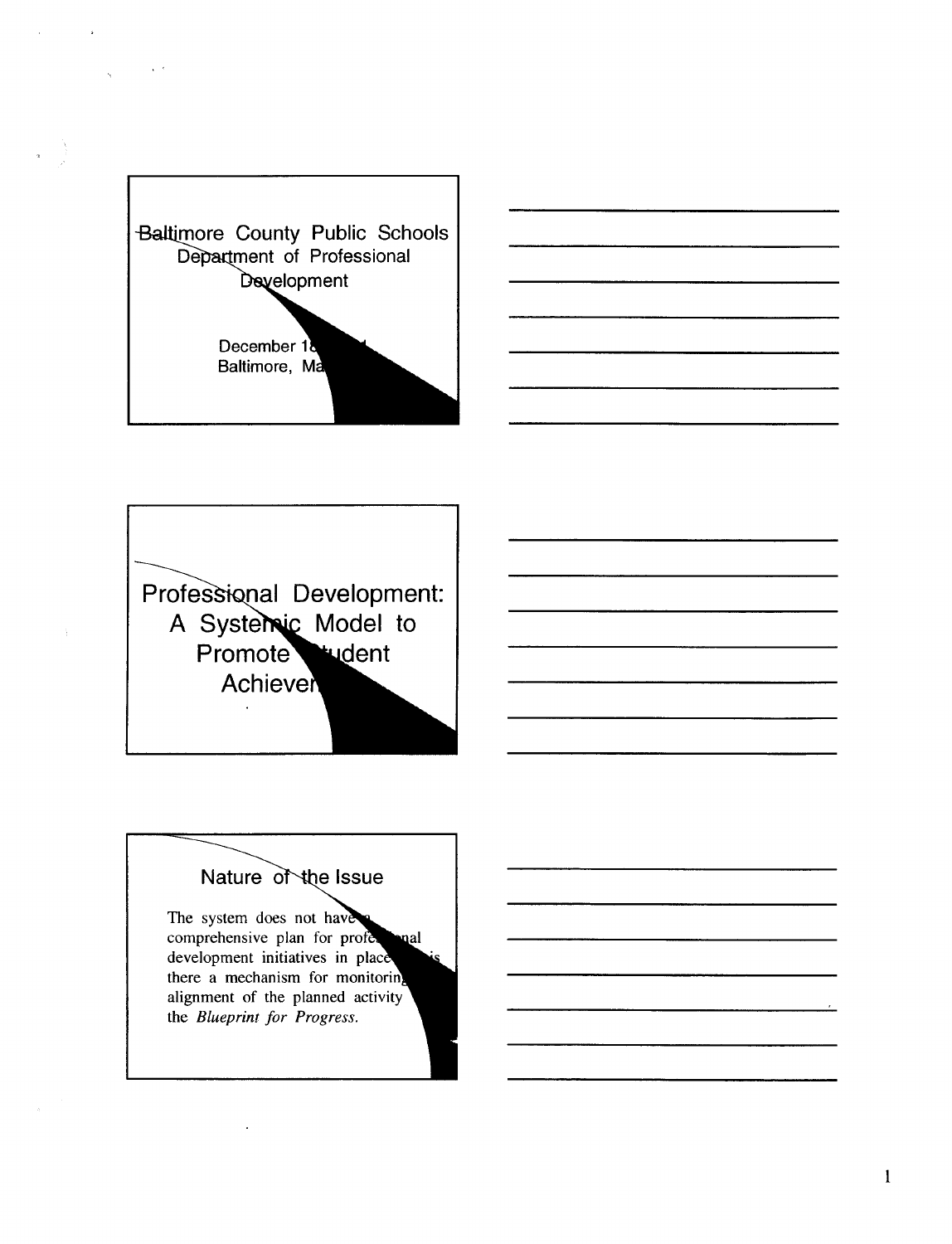Baltimore County Public Schools
Department of Professional Development

December 1
Baltimore, Ma

## Professional Development: A Systemic Model to Promote Student Achieve

### Nature of the Issue

The system does not have a comprehensive plan for professional development initiatives in place, nor is there a mechanism for monitoring alignment of the planned activity with the *Blueprint for Progress.*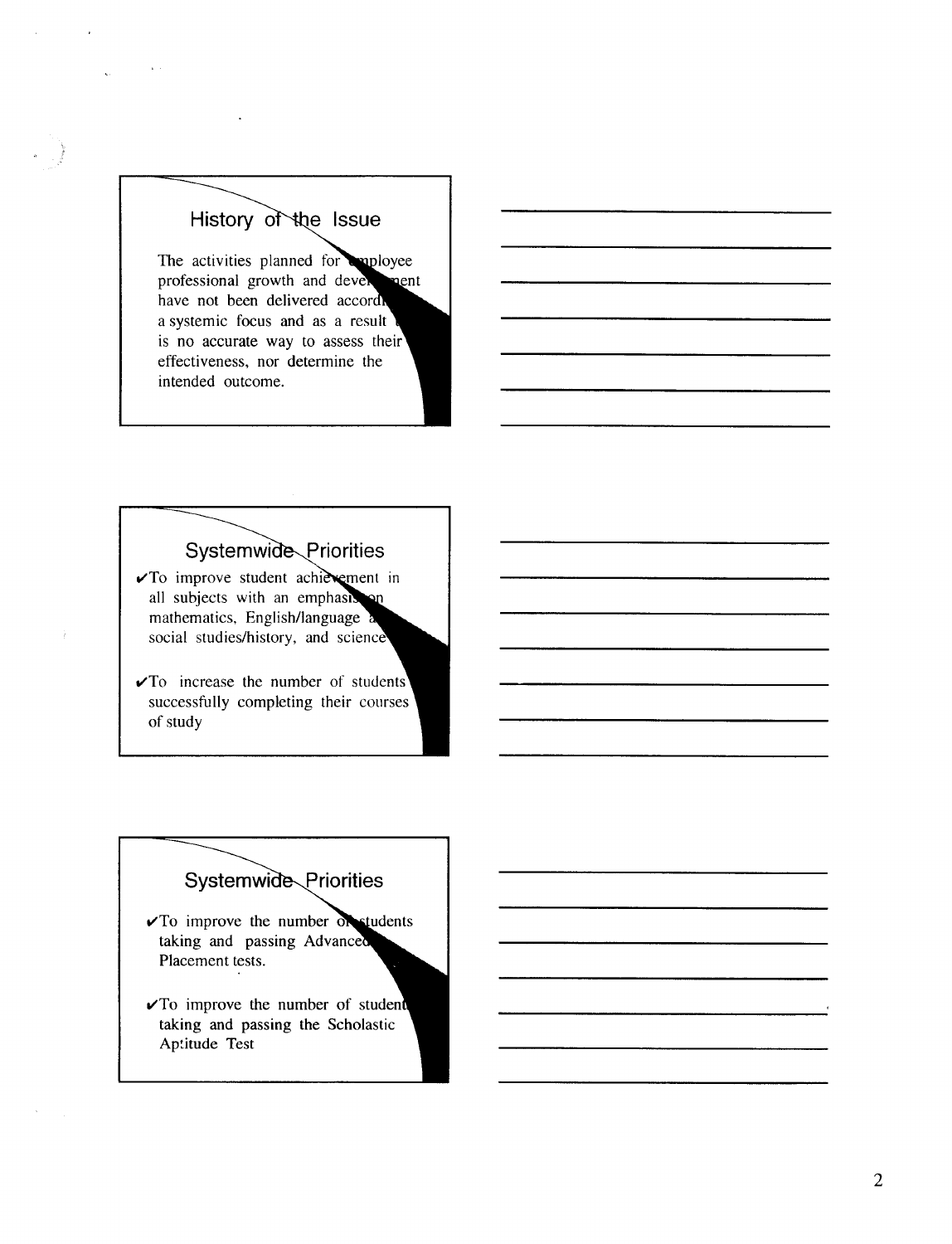## History of the Issue

The activities planned for employee professional growth and development have not been delivered according to a systemic focus and as a result there is no accurate way to assess their effectiveness, nor determine the intended outcome.

## Systemwide Priorities

- ✔To improve student achievement in all subjects with an emphasis on mathematics, English/language arts, social studies/history, and science
- ✔To increase the number of students successfully completing their courses of study

## Systemwide Priorities

- ✔To improve the number of students taking and passing Advanced Placement tests.
- ✔To improve the number of students taking and passing the Scholastic Aptitude Test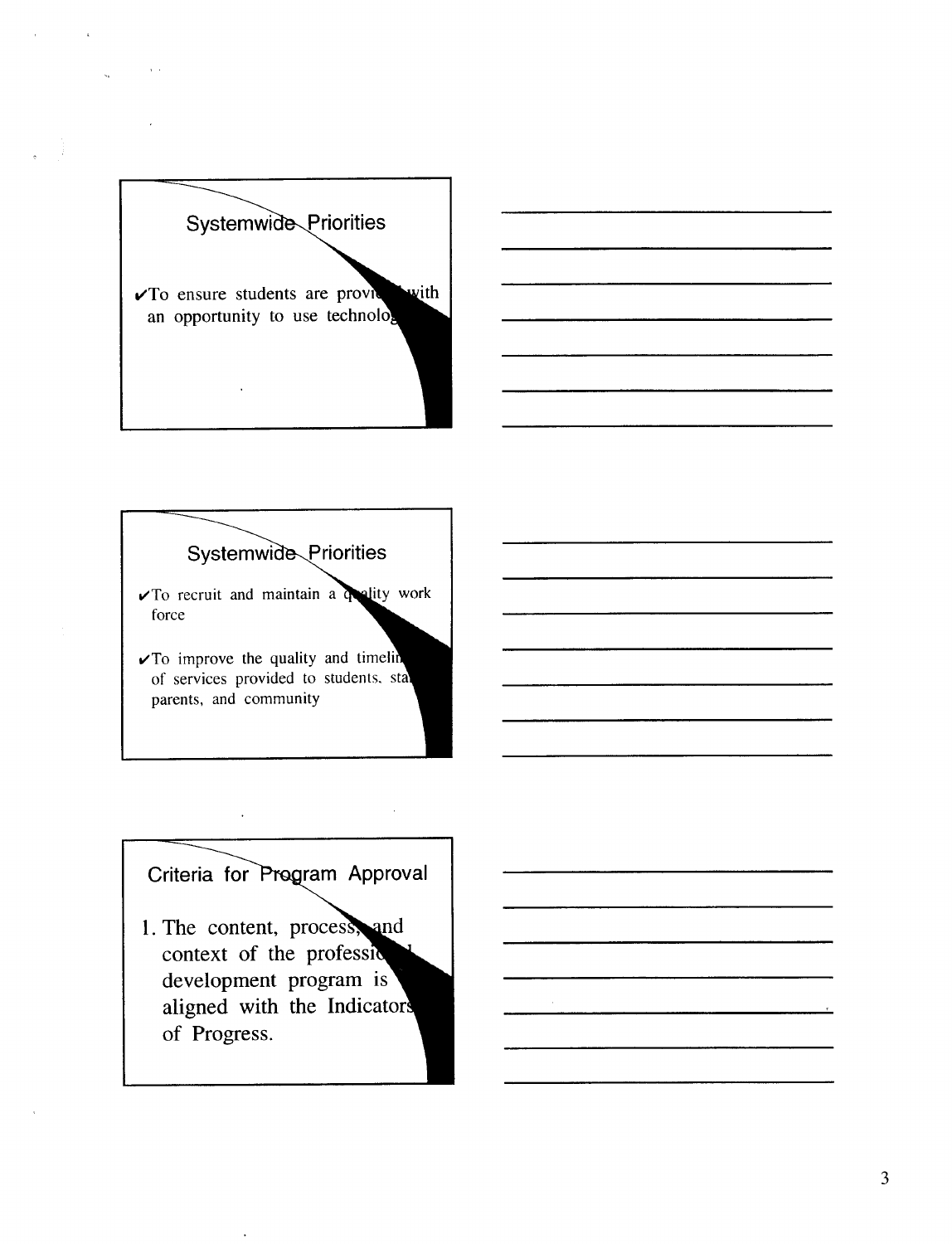## Systemwide Priorities

- ✓To ensure students are provided with an opportunity to use technology

## Systemwide Priorities

- ✓To recruit and maintain a quality work force
- ✓To improve the quality and timeliness of services provided to students, staff, parents, and community

## Criteria for Program Approval

1. The content, process, and context of the professional development program is aligned with the Indicators of Progress.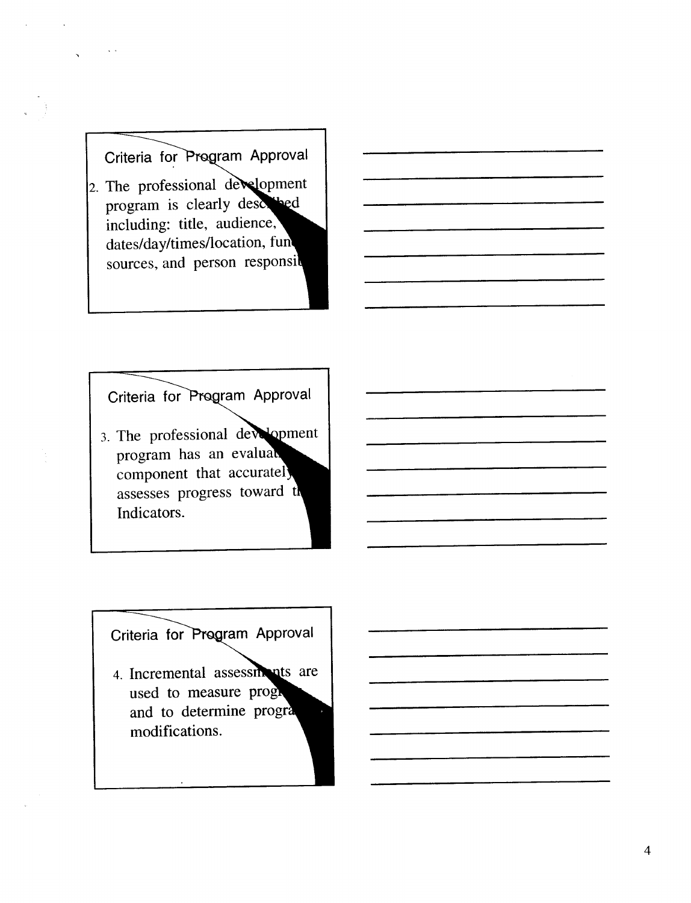## Criteria for Program Approval

2. The professional development program is clearly described including: title, audience, dates/day/times/location, fun sources, and person responsi

## Criteria for Program Approval

3. The professional development program has an evaluat component that accuratel assesses progress toward t Indicators.

## Criteria for Program Approval

4. Incremental assessments are used to measure prog and to determine progra modifications.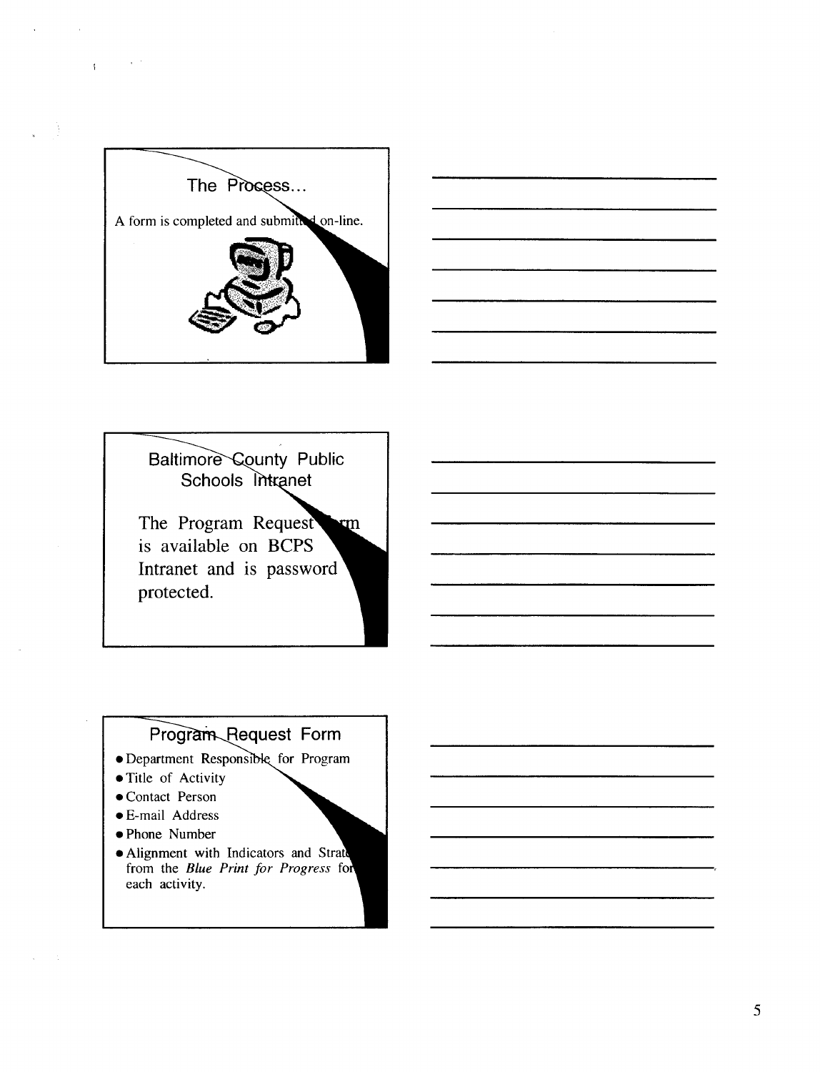## The Process...

A form is completed and submitted on-line.

## Baltimore County Public Schools Intranet

The Program Request Form is available on BCPS Intranet and is password protected.

## Program Request Form

- Department Responsible for Program
- Title of Activity
- Contact Person
- E-mail Address
- Phone Number
- Alignment with Indicators and Strategies from the *Blue Print for Progress* for each activity.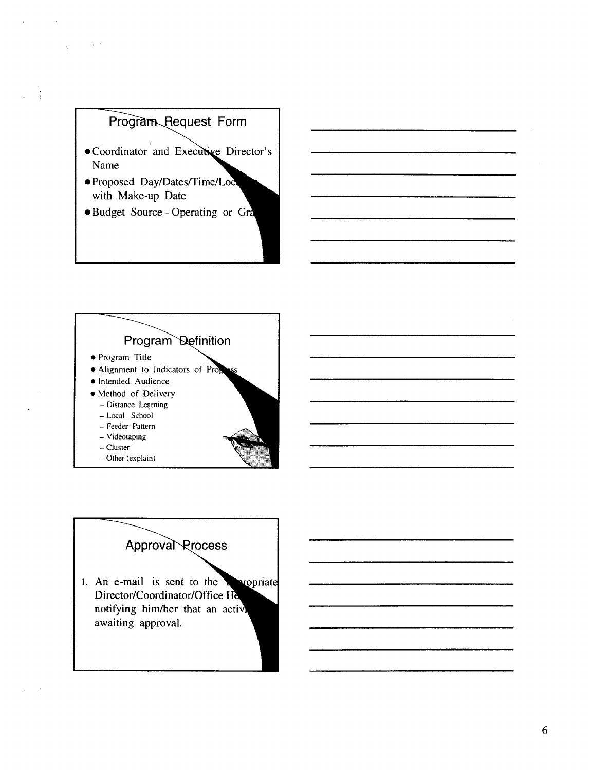## Program Request Form

- Coordinator and Executive Director's Name
- Proposed Day/Dates/Time/Loc with Make-up Date
- Budget Source - Operating or Gra

## Program Definition

- Program Title
- Alignment to Indicators of Pro ss
- Intended Audience
- Method of Delivery
  - Distance Learning
  - Local School
  - Feeder Pattern
  - Videotaping
  - Cluster
  - Other (explain)

## Approval Process

1. An e-mail is sent to the ropriate Director/Coordinator/Office He notifying him/her that an activ awaiting approval.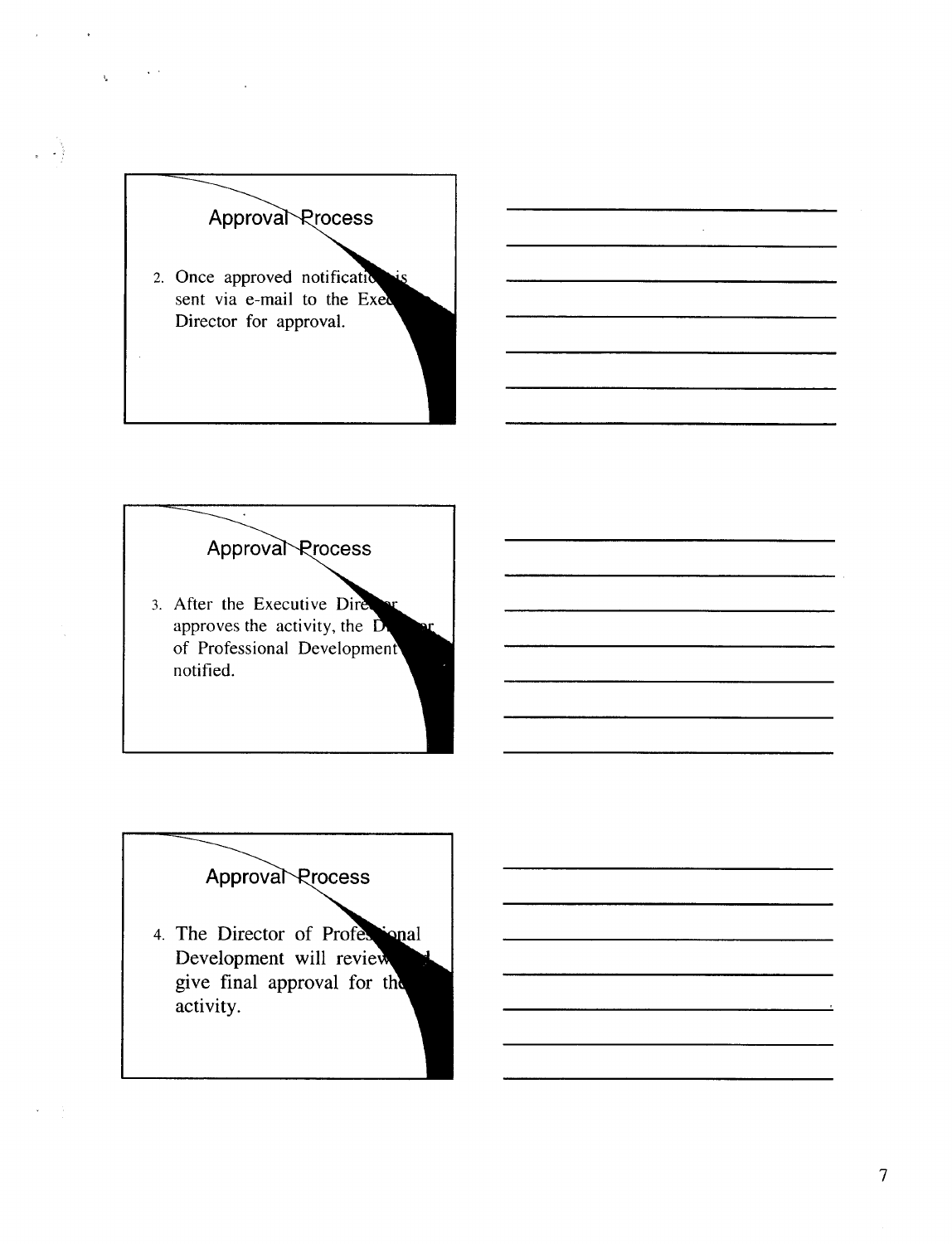## Approval Process

2. Once approved notificati is sent via e-mail to the Exe Director for approval.

## Approval Process

3. After the Executive Dire approves the activity, the D of Professional Development notified.

## Approval Process

4. The Director of Profe onal Development will revie give final approval for th activity.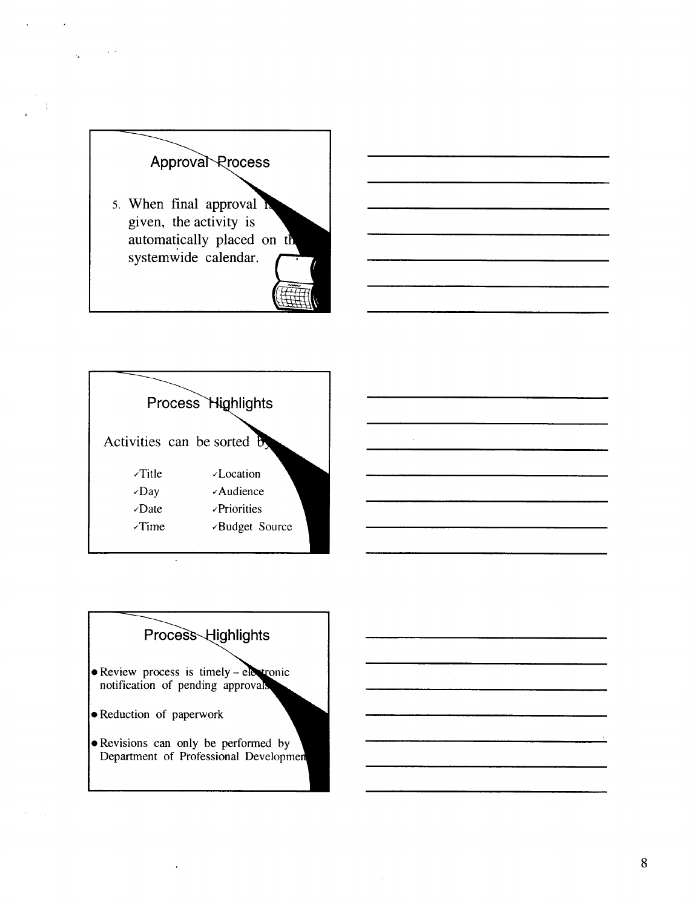## Approval Process

5. When final approval is given, the activity is automatically placed on the systemwide calendar.

## Process Highlights

Activities can be sorted by

- ✓Title
- ✓Day
- ✓Date
- ✓Time
- ✓Location
- ✓Audience
- ✓Priorities
- ✓Budget Source

## Process Highlights

- Review process is timely – electronic notification of pending approvals
- Reduction of paperwork
- Revisions can only be performed by Department of Professional Development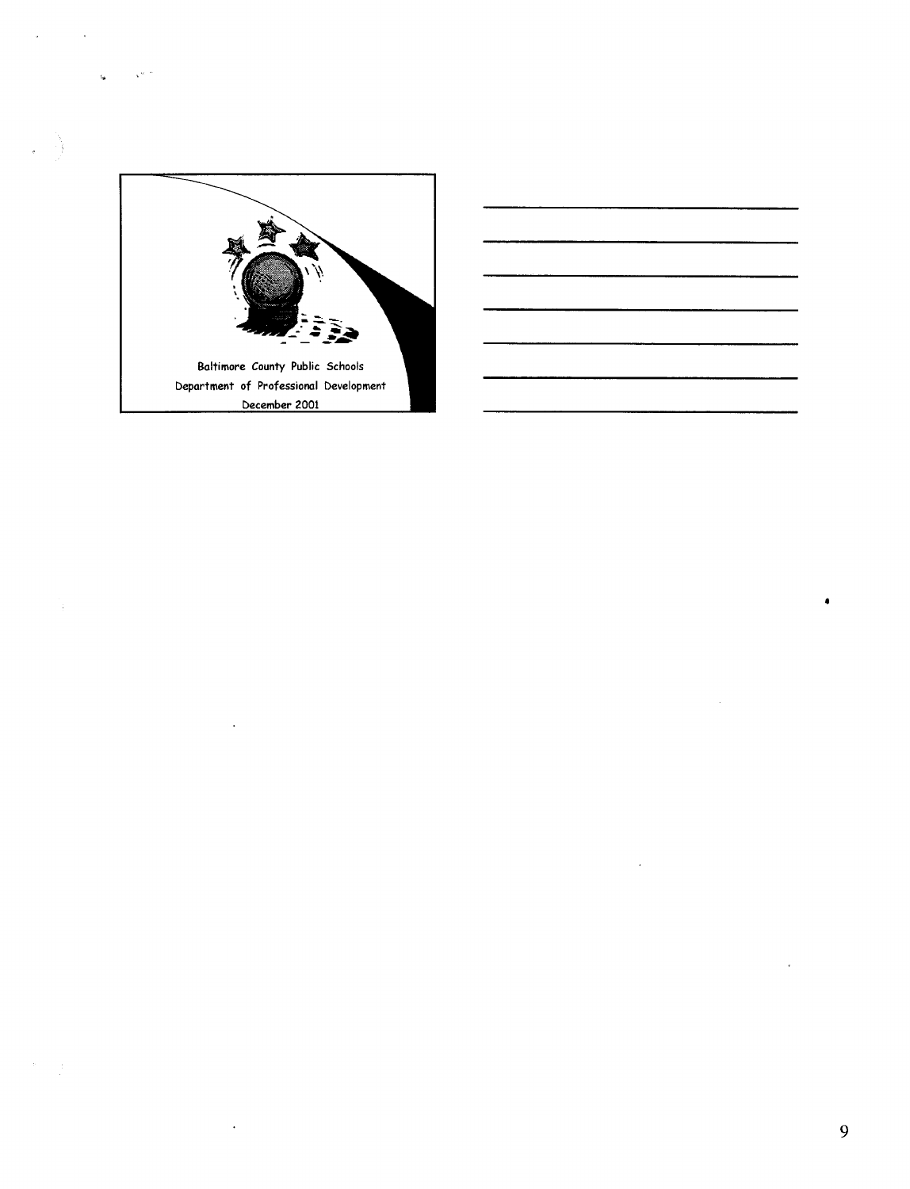Baltimore County Public Schools
Department of Professional Development
December 2001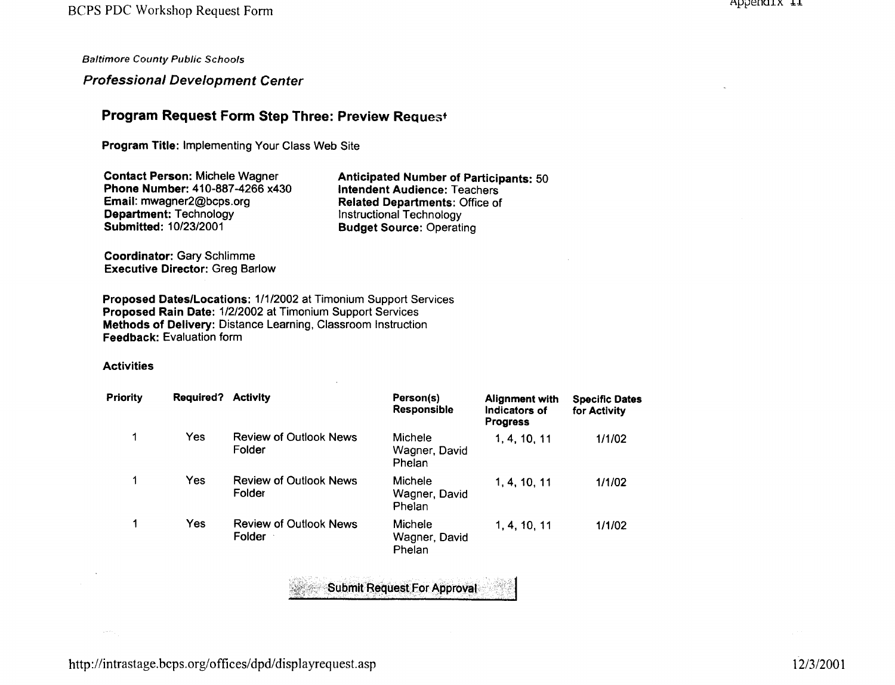*Baltimore County Public Schools*

***Professional Development Center***

## Program Request Form Step Three: Preview Request

**Program Title:** Implementing Your Class Web Site

**Contact Person:** Michele Wagner
**Phone Number:** 410-887-4266 x430
**Email:** mwagner2@bcps.org
**Department:** Technology
**Submitted:** 10/23/2001

**Anticipated Number of Participants:** 50
**Intendent Audience:** Teachers
**Related Departments:** Office of Instructional Technology
**Budget Source:** Operating

**Coordinator:** Gary Schlimme
**Executive Director:** Greg Barlow

**Proposed Dates/Locations:** 1/1/2002 at Timonium Support Services
**Proposed Rain Date:** 1/2/2002 at Timonium Support Services
**Methods of Delivery:** Distance Learning, Classroom Instruction
**Feedback:** Evaluation form

**Activities**

| Priority | Required? | Activity | Person(s) Responsible | Alignment with Indicators of Progress | Specific Dates for Activity |
|---|---|---|---|---|---|
| 1 | Yes | Review of Outlook News Folder | Michele Wagner, David Phelan | 1, 4, 10, 11 | 1/1/02 |
| 1 | Yes | Review of Outlook News Folder | Michele Wagner, David Phelan | 1, 4, 10, 11 | 1/1/02 |
| 1 | Yes | Review of Outlook News Folder | Michele Wagner, David Phelan | 1, 4, 10, 11 | 1/1/02 |

Submit Request For Approval